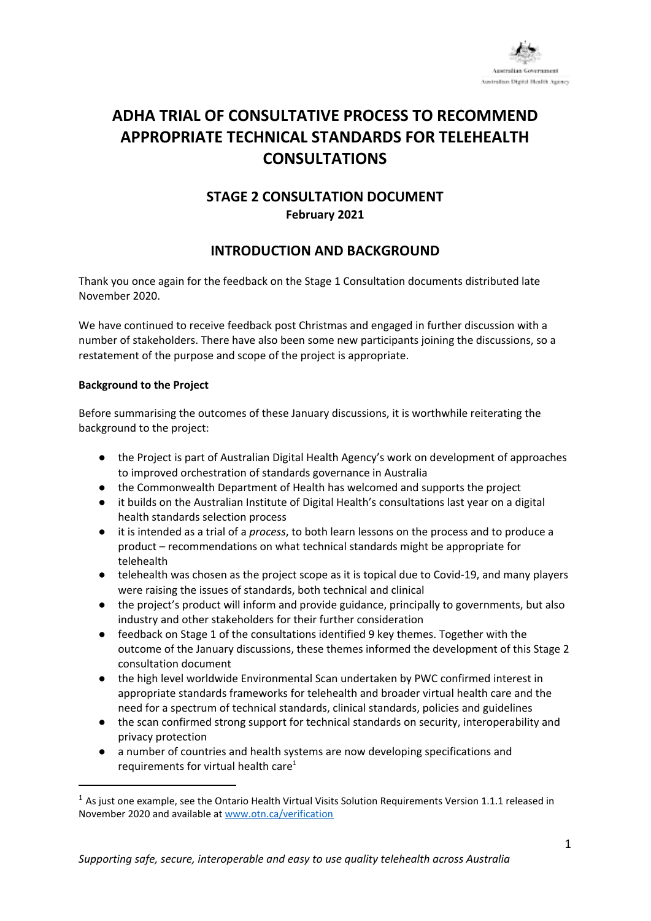# ADHA TRIAL OF CONSULTATIVE PROCESS TO RECOMMEND APPROPRIATE TECHNICAL STANDARDS FOR TELEHEALTH CONSULTATIONS

## STAGE 2 CONSULTATION DOCUMENT

**February 2021**

## INTRODUCTION AND BACKGROUND

Thank you once again for the feedback on the Stage 1 Consultation documents distributed late November 2020.

We have continued to receive feedback post Christmas and engaged in further discussion with a number of stakeholders. There have also been some new participants joining the discussions, so a restatement of the purpose and scope of the project is appropriate.

**Background to the Project**

Before summarising the outcomes of these January discussions, it is worthwhile reiterating the background to the project:

- the Project is part of Australian Digital Health Agency's work on development of approaches to improved orchestration of standards governance in Australia
- the Commonwealth Department of Health has welcomed and supports the project
- it builds on the Australian Institute of Digital Health's consultations last year on a digital health standards selection process
- it is intended as a trial of a *process*, to both learn lessons on the process and to produce a product – recommendations on what technical standards might be appropriate for telehealth
- telehealth was chosen as the project scope as it is topical due to Covid-19, and many players were raising the issues of standards, both technical and clinical
- the project's product will inform and provide guidance, principally to governments, but also industry and other stakeholders for their further consideration
- feedback on Stage 1 of the consultations identified 9 key themes. Together with the outcome of the January discussions, these themes informed the development of this Stage 2 consultation document
- the high level worldwide Environmental Scan undertaken by PWC confirmed interest in appropriate standards frameworks for telehealth and broader virtual health care and the need for a spectrum of technical standards, clinical standards, policies and guidelines
- the scan confirmed strong support for technical standards on security, interoperability and privacy protection
- a number of countries and health systems are now developing specifications and requirements for virtual health care[1]

[1] As just one example, see the Ontario Health Virtual Visits Solution Requirements Version 1.1.1 released in November 2020 and available at www.otn.ca/verification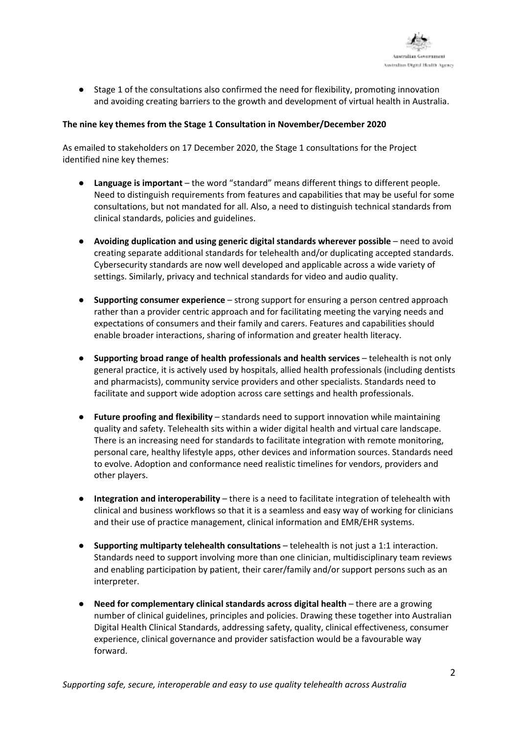- Stage 1 of the consultations also confirmed the need for flexibility, promoting innovation and avoiding creating barriers to the growth and development of virtual health in Australia.

**The nine key themes from the Stage 1 Consultation in November/December 2020**

As emailed to stakeholders on 17 December 2020, the Stage 1 consultations for the Project identified nine key themes:

- **Language is important** – the word "standard" means different things to different people. Need to distinguish requirements from features and capabilities that may be useful for some consultations, but not mandated for all. Also, a need to distinguish technical standards from clinical standards, policies and guidelines.
- **Avoiding duplication and using generic digital standards wherever possible** – need to avoid creating separate additional standards for telehealth and/or duplicating accepted standards. Cybersecurity standards are now well developed and applicable across a wide variety of settings. Similarly, privacy and technical standards for video and audio quality.
- **Supporting consumer experience** – strong support for ensuring a person centred approach rather than a provider centric approach and for facilitating meeting the varying needs and expectations of consumers and their family and carers. Features and capabilities should enable broader interactions, sharing of information and greater health literacy.
- **Supporting broad range of health professionals and health services** – telehealth is not only general practice, it is actively used by hospitals, allied health professionals (including dentists and pharmacists), community service providers and other specialists. Standards need to facilitate and support wide adoption across care settings and health professionals.
- **Future proofing and flexibility** – standards need to support innovation while maintaining quality and safety. Telehealth sits within a wider digital health and virtual care landscape. There is an increasing need for standards to facilitate integration with remote monitoring, personal care, healthy lifestyle apps, other devices and information sources. Standards need to evolve. Adoption and conformance need realistic timelines for vendors, providers and other players.
- **Integration and interoperability** – there is a need to facilitate integration of telehealth with clinical and business workflows so that it is a seamless and easy way of working for clinicians and their use of practice management, clinical information and EMR/EHR systems.
- **Supporting multiparty telehealth consultations** – telehealth is not just a 1:1 interaction. Standards need to support involving more than one clinician, multidisciplinary team reviews and enabling participation by patient, their carer/family and/or support persons such as an interpreter.
- **Need for complementary clinical standards across digital health** – there are a growing number of clinical guidelines, principles and policies. Drawing these together into Australian Digital Health Clinical Standards, addressing safety, quality, clinical effectiveness, consumer experience, clinical governance and provider satisfaction would be a favourable way forward.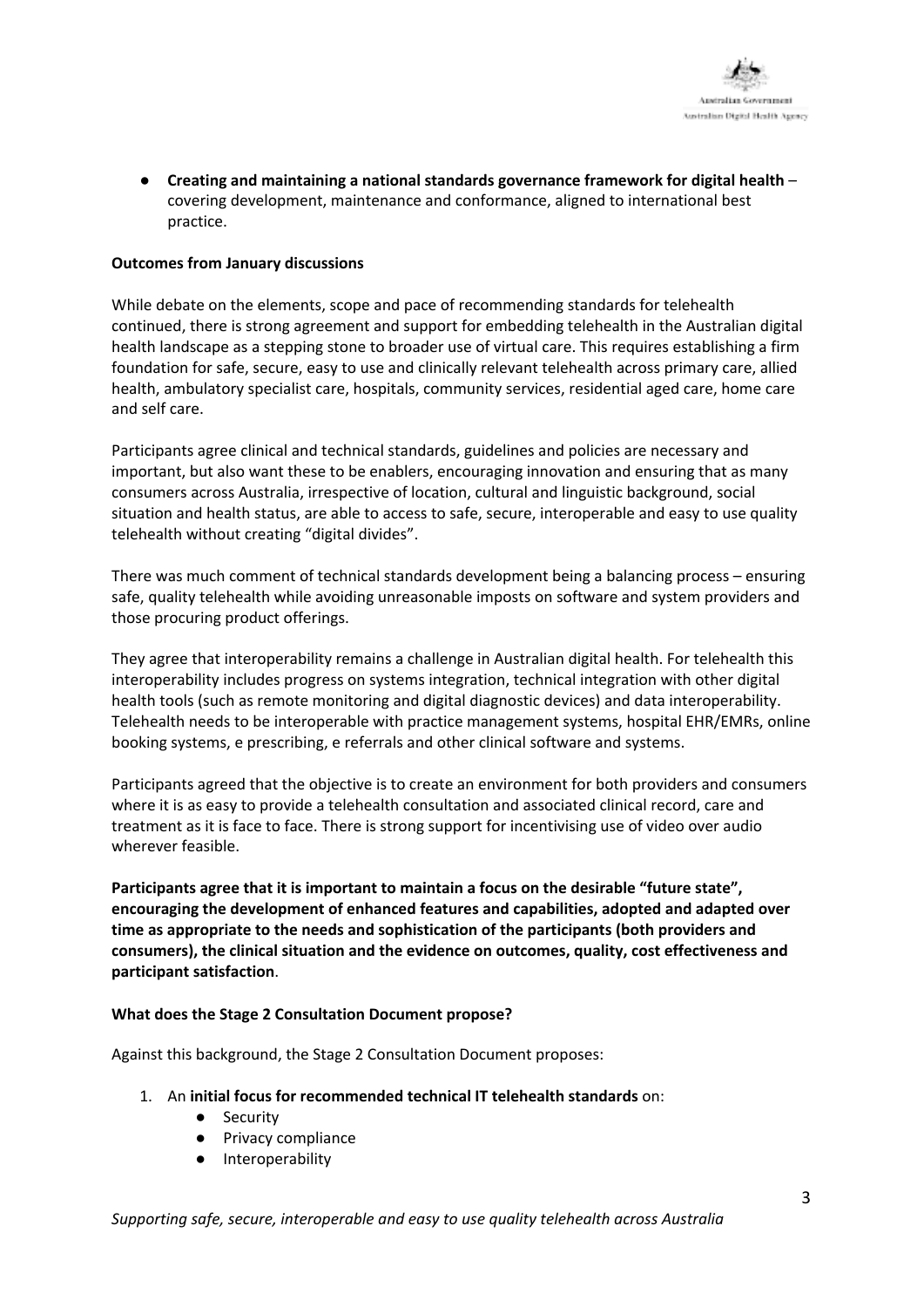- **Creating and maintaining a national standards governance framework for digital health** – covering development, maintenance and conformance, aligned to international best practice.

**Outcomes from January discussions**

While debate on the elements, scope and pace of recommending standards for telehealth continued, there is strong agreement and support for embedding telehealth in the Australian digital health landscape as a stepping stone to broader use of virtual care. This requires establishing a firm foundation for safe, secure, easy to use and clinically relevant telehealth across primary care, allied health, ambulatory specialist care, hospitals, community services, residential aged care, home care and self care.

Participants agree clinical and technical standards, guidelines and policies are necessary and important, but also want these to be enablers, encouraging innovation and ensuring that as many consumers across Australia, irrespective of location, cultural and linguistic background, social situation and health status, are able to access to safe, secure, interoperable and easy to use quality telehealth without creating "digital divides".

There was much comment of technical standards development being a balancing process – ensuring safe, quality telehealth while avoiding unreasonable imposts on software and system providers and those procuring product offerings.

They agree that interoperability remains a challenge in Australian digital health. For telehealth this interoperability includes progress on systems integration, technical integration with other digital health tools (such as remote monitoring and digital diagnostic devices) and data interoperability. Telehealth needs to be interoperable with practice management systems, hospital EHR/EMRs, online booking systems, e prescribing, e referrals and other clinical software and systems.

Participants agreed that the objective is to create an environment for both providers and consumers where it is as easy to provide a telehealth consultation and associated clinical record, care and treatment as it is face to face. There is strong support for incentivising use of video over audio wherever feasible.

**Participants agree that it is important to maintain a focus on the desirable "future state", encouraging the development of enhanced features and capabilities, adopted and adapted over time as appropriate to the needs and sophistication of the participants (both providers and consumers), the clinical situation and the evidence on outcomes, quality, cost effectiveness and participant satisfaction**.

**What does the Stage 2 Consultation Document propose?**

Against this background, the Stage 2 Consultation Document proposes:

1. An **initial focus for recommended technical IT telehealth standards** on:
    - Security
    - Privacy compliance
    - Interoperability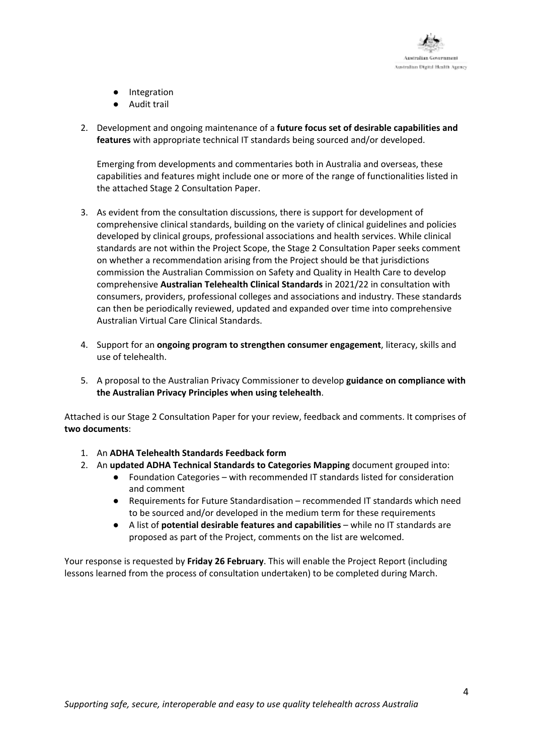- Integration
- Audit trail

2. Development and ongoing maintenance of a **future focus set of desirable capabilities and features** with appropriate technical IT standards being sourced and/or developed.

   Emerging from developments and commentaries both in Australia and overseas, these capabilities and features might include one or more of the range of functionalities listed in the attached Stage 2 Consultation Paper.

3. As evident from the consultation discussions, there is support for development of comprehensive clinical standards, building on the variety of clinical guidelines and policies developed by clinical groups, professional associations and health services. While clinical standards are not within the Project Scope, the Stage 2 Consultation Paper seeks comment on whether a recommendation arising from the Project should be that jurisdictions commission the Australian Commission on Safety and Quality in Health Care to develop comprehensive **Australian Telehealth Clinical Standards** in 2021/22 in consultation with consumers, providers, professional colleges and associations and industry. These standards can then be periodically reviewed, updated and expanded over time into comprehensive Australian Virtual Care Clinical Standards.

4. Support for an **ongoing program to strengthen consumer engagement**, literacy, skills and use of telehealth.

5. A proposal to the Australian Privacy Commissioner to develop **guidance on compliance with the Australian Privacy Principles when using telehealth**.

Attached is our Stage 2 Consultation Paper for your review, feedback and comments. It comprises of **two documents**:

1. An **ADHA Telehealth Standards Feedback form**
2. An **updated ADHA Technical Standards to Categories Mapping** document grouped into:
   - Foundation Categories – with recommended IT standards listed for consideration and comment
   - Requirements for Future Standardisation – recommended IT standards which need to be sourced and/or developed in the medium term for these requirements
   - A list of **potential desirable features and capabilities** – while no IT standards are proposed as part of the Project, comments on the list are welcomed.

Your response is requested by **Friday 26 February**. This will enable the Project Report (including lessons learned from the process of consultation undertaken) to be completed during March.